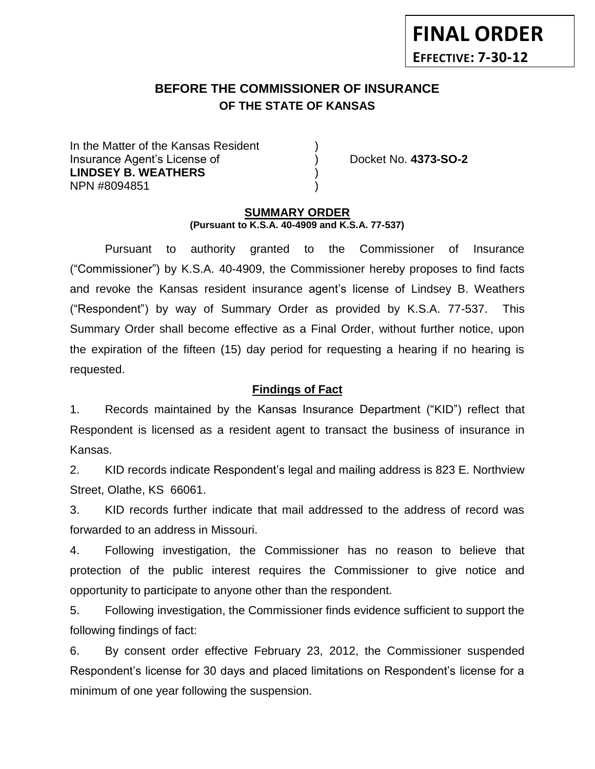**FINAL ORDER**

**EFFECTIVE: 7-30-12**

# BEFORE THE COMMISSIONER OF INSURANCE
## OF THE STATE OF KANSAS

In the Matter of the Kansas Resident )
Insurance Agent's License of ) Docket No. **4373-SO-2**
**LINDSEY B. WEATHERS** )
NPN #8094851 )

**SUMMARY ORDER**
**(Pursuant to K.S.A. 40-4909 and K.S.A. 77-537)**

Pursuant to authority granted to the Commissioner of Insurance ("Commissioner") by K.S.A. 40-4909, the Commissioner hereby proposes to find facts and revoke the Kansas resident insurance agent's license of Lindsey B. Weathers ("Respondent") by way of Summary Order as provided by K.S.A. 77-537. This Summary Order shall become effective as a Final Order, without further notice, upon the expiration of the fifteen (15) day period for requesting a hearing if no hearing is requested.

**Findings of Fact**

1. Records maintained by the Kansas Insurance Department ("KID") reflect that Respondent is licensed as a resident agent to transact the business of insurance in Kansas.

2. KID records indicate Respondent's legal and mailing address is 823 E. Northview Street, Olathe, KS 66061.

3. KID records further indicate that mail addressed to the address of record was forwarded to an address in Missouri.

4. Following investigation, the Commissioner has no reason to believe that protection of the public interest requires the Commissioner to give notice and opportunity to participate to anyone other than the respondent.

5. Following investigation, the Commissioner finds evidence sufficient to support the following findings of fact:

6. By consent order effective February 23, 2012, the Commissioner suspended Respondent's license for 30 days and placed limitations on Respondent's license for a minimum of one year following the suspension.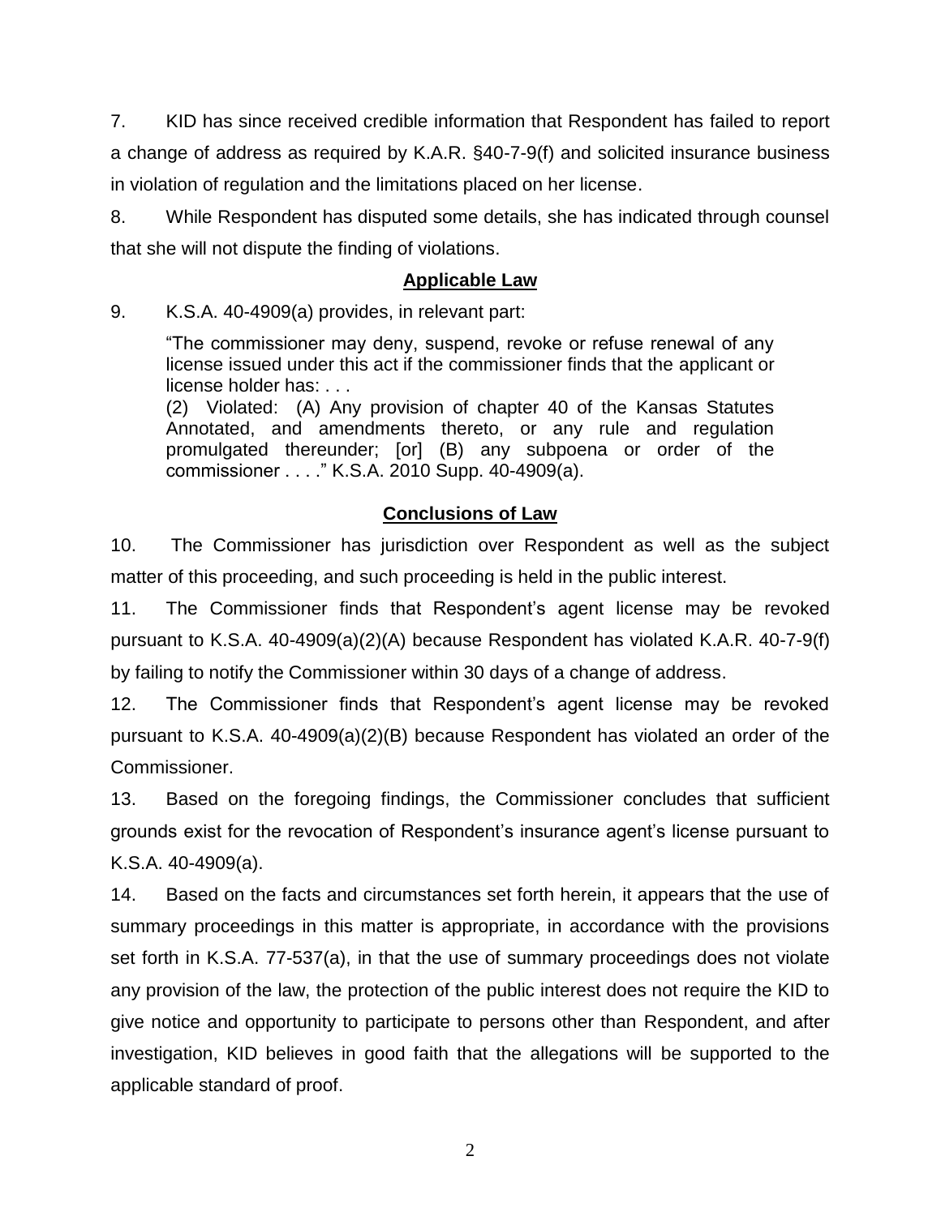7. KID has since received credible information that Respondent has failed to report a change of address as required by K.A.R. §40-7-9(f) and solicited insurance business in violation of regulation and the limitations placed on her license.

8. While Respondent has disputed some details, she has indicated through counsel that she will not dispute the finding of violations.

## Applicable Law

9. K.S.A. 40-4909(a) provides, in relevant part:

> "The commissioner may deny, suspend, revoke or refuse renewal of any license issued under this act if the commissioner finds that the applicant or license holder has: . . .
> (2) Violated: (A) Any provision of chapter 40 of the Kansas Statutes Annotated, and amendments thereto, or any rule and regulation promulgated thereunder; [or] (B) any subpoena or order of the commissioner . . . ." K.S.A. 2010 Supp. 40-4909(a).

## Conclusions of Law

10. The Commissioner has jurisdiction over Respondent as well as the subject matter of this proceeding, and such proceeding is held in the public interest.

11. The Commissioner finds that Respondent's agent license may be revoked pursuant to K.S.A. 40-4909(a)(2)(A) because Respondent has violated K.A.R. 40-7-9(f) by failing to notify the Commissioner within 30 days of a change of address.

12. The Commissioner finds that Respondent's agent license may be revoked pursuant to K.S.A. 40-4909(a)(2)(B) because Respondent has violated an order of the Commissioner.

13. Based on the foregoing findings, the Commissioner concludes that sufficient grounds exist for the revocation of Respondent's insurance agent's license pursuant to K.S.A. 40-4909(a).

14. Based on the facts and circumstances set forth herein, it appears that the use of summary proceedings in this matter is appropriate, in accordance with the provisions set forth in K.S.A. 77-537(a), in that the use of summary proceedings does not violate any provision of the law, the protection of the public interest does not require the KID to give notice and opportunity to participate to persons other than Respondent, and after investigation, KID believes in good faith that the allegations will be supported to the applicable standard of proof.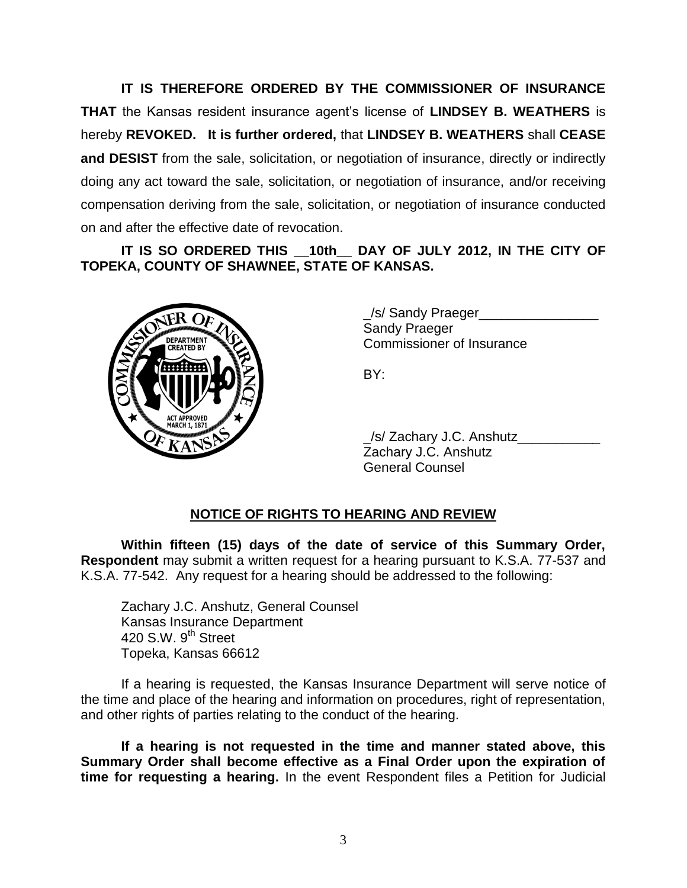**IT IS THEREFORE ORDERED BY THE COMMISSIONER OF INSURANCE THAT** the Kansas resident insurance agent's license of **LINDSEY B. WEATHERS** is hereby **REVOKED. It is further ordered,** that **LINDSEY B. WEATHERS** shall **CEASE and DESIST** from the sale, solicitation, or negotiation of insurance, directly or indirectly doing any act toward the sale, solicitation, or negotiation of insurance, and/or receiving compensation deriving from the sale, solicitation, or negotiation of insurance conducted on and after the effective date of revocation.

**IT IS SO ORDERED THIS __10th__ DAY OF JULY 2012, IN THE CITY OF TOPEKA, COUNTY OF SHAWNEE, STATE OF KANSAS.**

_/s/ Sandy Praeger________________
Sandy Praeger
Commissioner of Insurance

BY:

_/s/ Zachary J.C. Anshutz___________
Zachary J.C. Anshutz
General Counsel

## NOTICE OF RIGHTS TO HEARING AND REVIEW

**Within fifteen (15) days of the date of service of this Summary Order, Respondent** may submit a written request for a hearing pursuant to K.S.A. 77-537 and K.S.A. 77-542. Any request for a hearing should be addressed to the following:

Zachary J.C. Anshutz, General Counsel
Kansas Insurance Department
420 S.W. 9th Street
Topeka, Kansas 66612

If a hearing is requested, the Kansas Insurance Department will serve notice of the time and place of the hearing and information on procedures, right of representation, and other rights of parties relating to the conduct of the hearing.

**If a hearing is not requested in the time and manner stated above, this Summary Order shall become effective as a Final Order upon the expiration of time for requesting a hearing.** In the event Respondent files a Petition for Judicial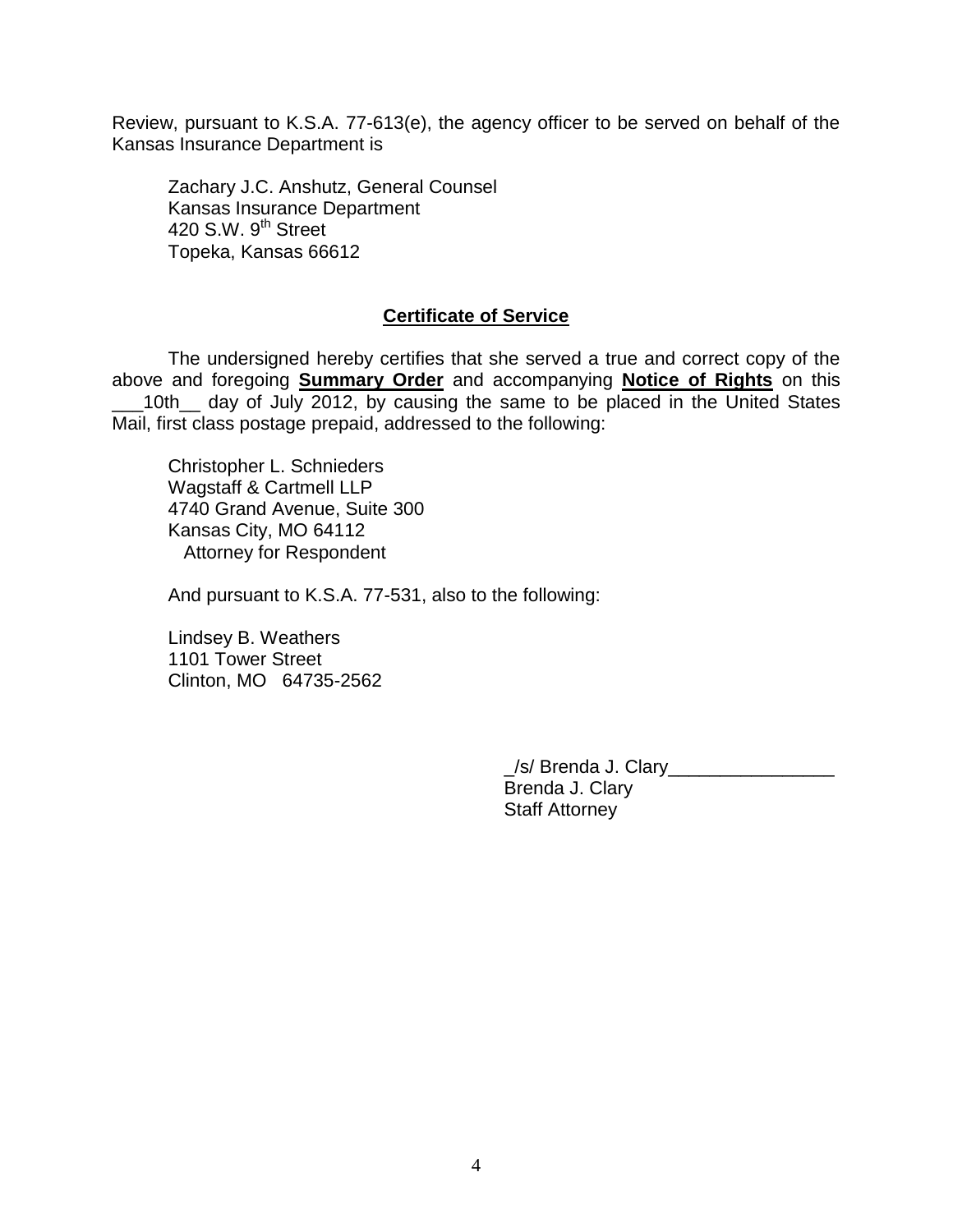Review, pursuant to K.S.A. 77-613(e), the agency officer to be served on behalf of the Kansas Insurance Department is

Zachary J.C. Anshutz, General Counsel
Kansas Insurance Department
420 S.W. 9th Street
Topeka, Kansas 66612

## **Certificate of Service**

The undersigned hereby certifies that she served a true and correct copy of the above and foregoing **Summary Order** and accompanying **Notice of Rights** on this ___10th__ day of July 2012, by causing the same to be placed in the United States Mail, first class postage prepaid, addressed to the following:

Christopher L. Schnieders
Wagstaff & Cartmell LLP
4740 Grand Avenue, Suite 300
Kansas City, MO 64112
Attorney for Respondent

And pursuant to K.S.A. 77-531, also to the following:

Lindsey B. Weathers
1101 Tower Street
Clinton, MO 64735-2562

_/s/ Brenda J. Clary________________
Brenda J. Clary
Staff Attorney